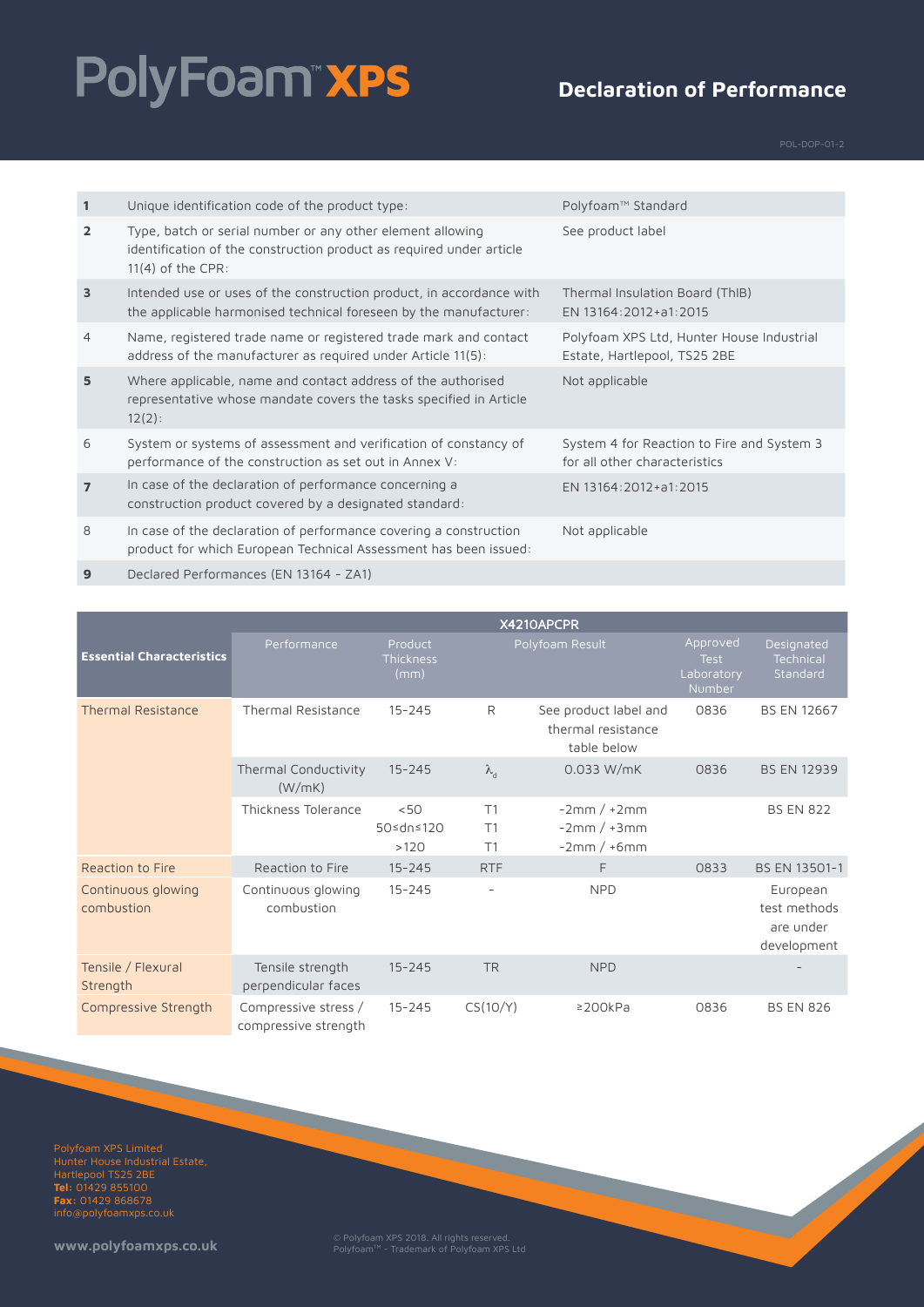# PolyFoam™ XPS

## Declaration of Performance

POL-DOP-01-2

| | | |
|---|---|---|
| **1** | Unique identification code of the product type: | Polyfoam™ Standard |
| **2** | Type, batch or serial number or any other element allowing identification of the construction product as required under article 11(4) of the CPR: | See product label |
| **3** | Intended use or uses of the construction product, in accordance with the applicable harmonised technical foreseen by the manufacturer: | Thermal Insulation Board (ThIB) EN 13164:2012+a1:2015 |
| 4 | Name, registered trade name or registered trade mark and contact address of the manufacturer as required under Article 11(5): | Polyfoam XPS Ltd, Hunter House Industrial Estate, Hartlepool, TS25 2BE |
| **5** | Where applicable, name and contact address of the authorised representative whose mandate covers the tasks specified in Article 12(2): | Not applicable |
| 6 | System or systems of assessment and verification of constancy of performance of the construction as set out in Annex V: | System 4 for Reaction to Fire and System 3 for all other characteristics |
| **7** | In case of the declaration of performance concerning a construction product covered by a designated standard: | EN 13164:2012+a1:2015 |
| 8 | In case of the declaration of performance covering a construction product for which European Technical Assessment has been issued: | Not applicable |
| **9** | Declared Performances (EN 13164 - ZA1) | |

| **Essential Characteristics** | X4210APCPR | | | | | |
|---|---|---|---|---|---|---|
| | Performance | Product Thickness (mm) | Polyfoam Result | | Approved Test Laboratory Number | Designated Technical Standard |
| Thermal Resistance | Thermal Resistance | 15-245 | R | See product label and thermal resistance table below | 0836 | BS EN 12667 |
| | Thermal Conductivity (W/mK) | 15-245 | $\lambda_d$ | 0.033 W/mK | 0836 | BS EN 12939 |
| | Thickness Tolerance | <50<br>50≤dn≤120<br>>120 | T1<br>T1<br>T1 | -2mm / +2mm<br>-2mm / +3mm<br>-2mm / +6mm | | BS EN 822 |
| Reaction to Fire | Reaction to Fire | 15-245 | RTF | F | 0833 | BS EN 13501-1 |
| Continuous glowing combustion | Continuous glowing combustion | 15-245 | - | NPD | | European test methods are under development |
| Tensile / Flexural Strength | Tensile strength perpendicular faces | 15-245 | TR | NPD | | - |
| Compressive Strength | Compressive stress / compressive strength | 15-245 | CS(10/Y) | ≥200kPa | 0836 | BS EN 826 |

Polyfoam XPS Limited
Hunter House Industrial Estate,
Hartlepool TS25 2BE
**Tel:** 01429 855100
**Fax:** 01429 868678
info@polyfoamxps.co.uk

**www.polyfoamxps.co.uk**

© Polyfoam XPS 2018. All rights reserved.
Polyfoam™ - Trademark of Polyfoam XPS Ltd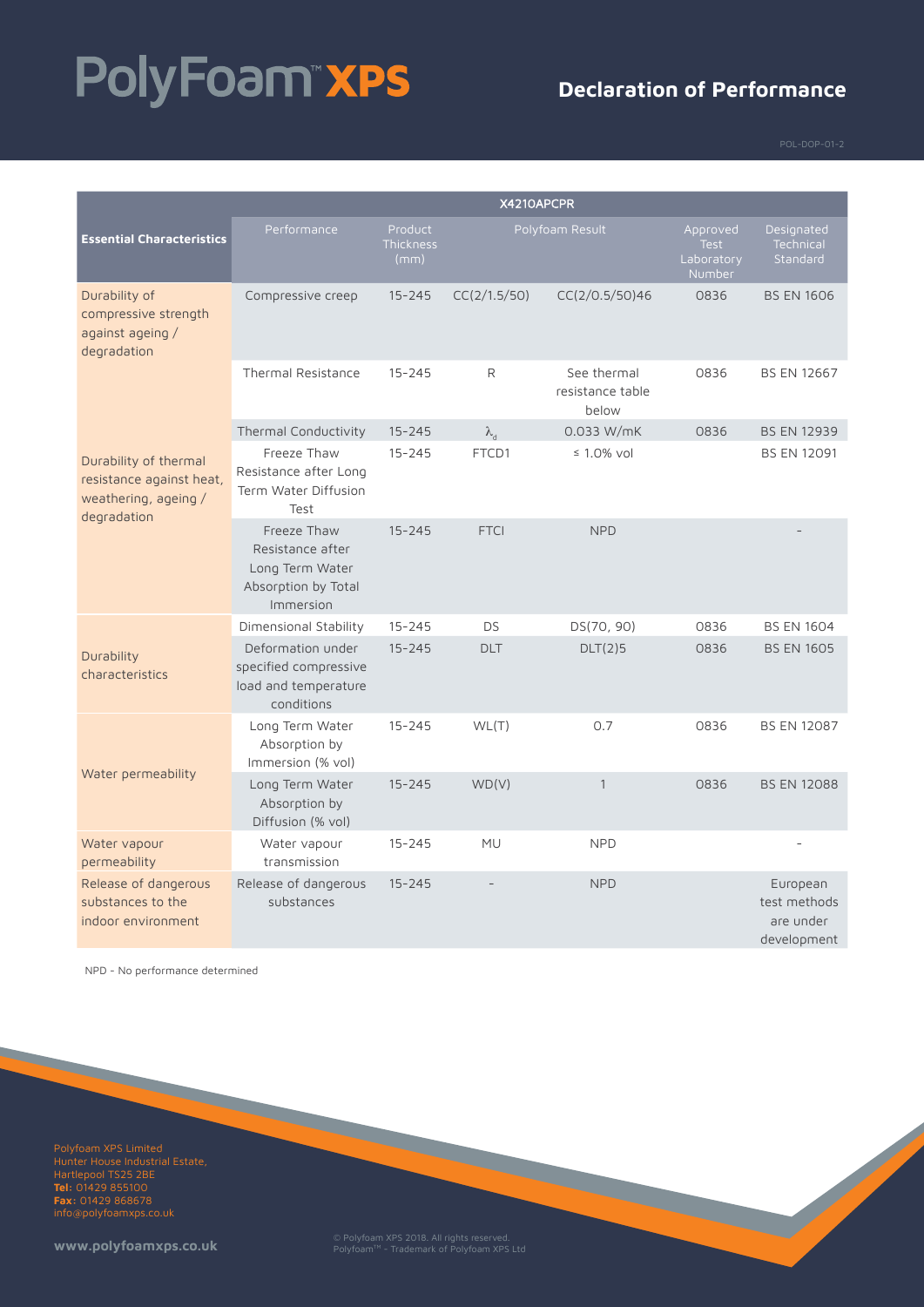# PolyFoam™ XPS

## Declaration of Performance

POL-DOP-01-2

| Essential Characteristics | X4210APCPR | | | | | |
|---|---|---|---|---|---|---|
| | Performance | Product Thickness (mm) | Polyfoam Result | | Approved Test Laboratory Number | Designated Technical Standard |
| Durability of compressive strength against ageing / degradation | Compressive creep | 15-245 | CC(2/1.5/50) | CC(2/0.5/50)46 | 0836 | BS EN 1606 |
| Durability of thermal resistance against heat, weathering, ageing / degradation | Thermal Resistance | 15-245 | R | See thermal resistance table below | 0836 | BS EN 12667 |
| | Thermal Conductivity | 15-245 | $\lambda_d$ | 0.033 W/mK | 0836 | BS EN 12939 |
| | Freeze Thaw Resistance after Long Term Water Diffusion Test | 15-245 | FTCD1 | ≤ 1.0% vol | | BS EN 12091 |
| | Freeze Thaw Resistance after Long Term Water Absorption by Total Immersion | 15-245 | FTCI | NPD | | - |
| Durability characteristics | Dimensional Stability | 15-245 | DS | DS(70, 90) | 0836 | BS EN 1604 |
| | Deformation under specified compressive load and temperature conditions | 15-245 | DLT | DLT(2)5 | 0836 | BS EN 1605 |
| Water permeability | Long Term Water Absorption by Immersion (% vol) | 15-245 | WL(T) | 0.7 | 0836 | BS EN 12087 |
| | Long Term Water Absorption by Diffusion (% vol) | 15-245 | WD(V) | 1 | 0836 | BS EN 12088 |
| Water vapour permeability | Water vapour transmission | 15-245 | MU | NPD | | - |
| Release of dangerous substances to the indoor environment | Release of dangerous substances | 15-245 | - | NPD | | European test methods are under development |

NPD - No performance determined

Polyfoam XPS Limited
Hunter House Industrial Estate,
Hartlepool TS25 2BE
**Tel:** 01429 855100
**Fax:** 01429 868678
info@polyfoamxps.co.uk

**www.polyfoamxps.co.uk**

© Polyfoam XPS 2018. All rights reserved.
Polyfoam™ - Trademark of Polyfoam XPS Ltd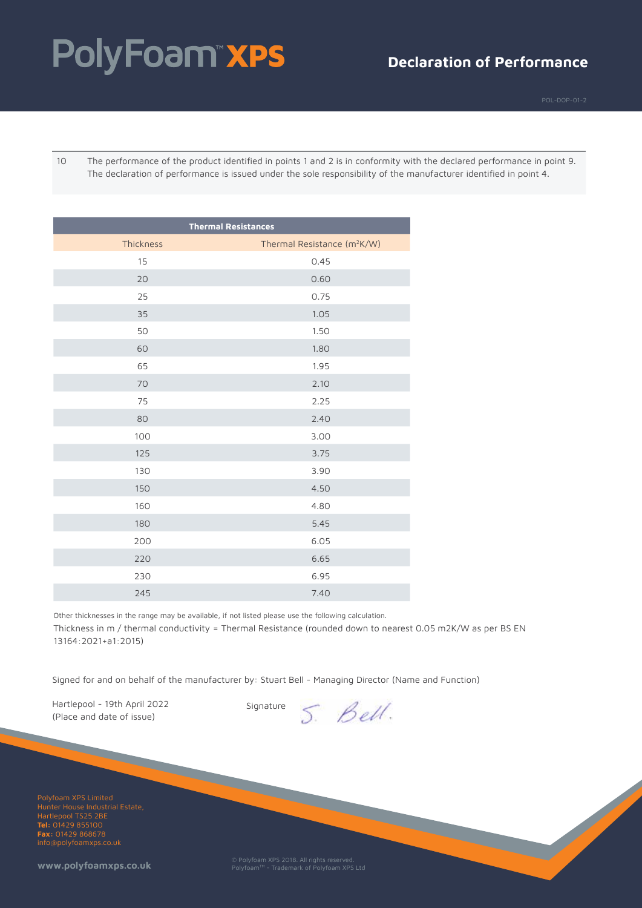# PolyFoam™ XPS

## Declaration of Performance

POL-DOP-01-2

10 The performance of the product identified in points 1 and 2 is in conformity with the declared performance in point 9. The declaration of performance is issued under the sole responsibility of the manufacturer identified in point 4.

| Thermal Resistances | |
|---|---|
| Thickness | Thermal Resistance ($m^2K/W$) |
| 15 | 0.45 |
| 20 | 0.60 |
| 25 | 0.75 |
| 35 | 1.05 |
| 50 | 1.50 |
| 60 | 1.80 |
| 65 | 1.95 |
| 70 | 2.10 |
| 75 | 2.25 |
| 80 | 2.40 |
| 100 | 3.00 |
| 125 | 3.75 |
| 130 | 3.90 |
| 150 | 4.50 |
| 160 | 4.80 |
| 180 | 5.45 |
| 200 | 6.05 |
| 220 | 6.65 |
| 230 | 6.95 |
| 245 | 7.40 |

Other thicknesses in the range may be available, if not listed please use the following calculation.

Thickness in m / thermal conductivity = Thermal Resistance (rounded down to nearest 0.05 m2K/W as per BS EN 13164:2021+a1:2015)

Signed for and on behalf of the manufacturer by: Stuart Bell - Managing Director (Name and Function)

Hartlepool - 19th April 2022
(Place and date of issue)

Signature S. Bell.

Polyfoam XPS Limited
Hunter House Industrial Estate,
Hartlepool TS25 2BE
**Tel:** 01429 855100
**Fax:** 01429 868678
info@polyfoamxps.co.uk

**www.polyfoamxps.co.uk**

© Polyfoam XPS 2018. All rights reserved.
Polyfoam™ - Trademark of Polyfoam XPS Ltd